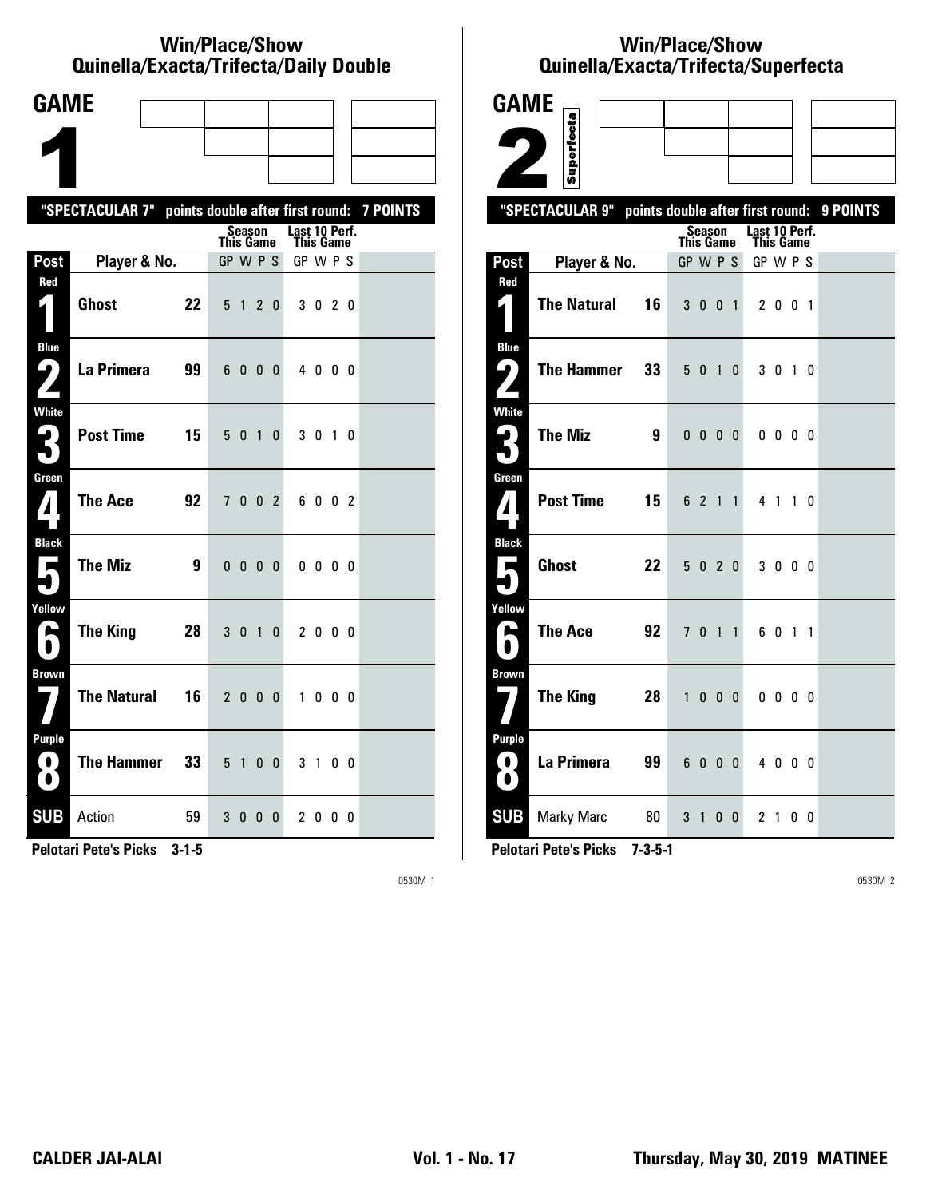## Win/Place/Show
## Quinella/Exacta/Trifecta/Daily Double

# GAME 1

"SPECTACULAR 7" points double after first round: 7 POINTS

| Post | Player & No. | | Season This Game GP W P S | Last 10 Perf. This Game GP W P S |
|---|---|---|---|---|
| Red 1 | Ghost | 22 | 5 1 2 0 | 3 0 2 0 |
| Blue 2 | La Primera | 99 | 6 0 0 0 | 4 0 0 0 |
| White 3 | Post Time | 15 | 5 0 1 0 | 3 0 1 0 |
| Green 4 | The Ace | 92 | 7 0 0 2 | 6 0 0 2 |
| Black 5 | The Miz | 9 | 0 0 0 0 | 0 0 0 0 |
| Yellow 6 | The King | 28 | 3 0 1 0 | 2 0 0 0 |
| Brown 7 | The Natural | 16 | 2 0 0 0 | 1 0 0 0 |
| Purple 8 | The Hammer | 33 | 5 1 0 0 | 3 1 0 0 |
| SUB | Action | 59 | 3 0 0 0 | 2 0 0 0 |

**Pelotari Pete's Picks 3-1-5**

0530M 1

## Win/Place/Show
## Quinella/Exacta/Trifecta/Superfecta

# GAME 2

Superfecta

"SPECTACULAR 9" points double after first round: 9 POINTS

| Post | Player & No. | | Season This Game GP W P S | Last 10 Perf. This Game GP W P S |
|---|---|---|---|---|
| Red 1 | The Natural | 16 | 3 0 0 1 | 2 0 0 1 |
| Blue 2 | The Hammer | 33 | 5 0 1 0 | 3 0 1 0 |
| White 3 | The Miz | 9 | 0 0 0 0 | 0 0 0 0 |
| Green 4 | Post Time | 15 | 6 2 1 1 | 4 1 1 0 |
| Black 5 | Ghost | 22 | 5 0 2 0 | 3 0 0 0 |
| Yellow 6 | The Ace | 92 | 7 0 1 1 | 6 0 1 1 |
| Brown 7 | The King | 28 | 1 0 0 0 | 0 0 0 0 |
| Purple 8 | La Primera | 99 | 6 0 0 0 | 4 0 0 0 |
| SUB | Marky Marc | 80 | 3 1 0 0 | 2 1 0 0 |

**Pelotari Pete's Picks 7-3-5-1**

0530M 2

**CALDER JAI-ALAI** **Vol. 1 - No. 17** **Thursday, May 30, 2019 MATINEE**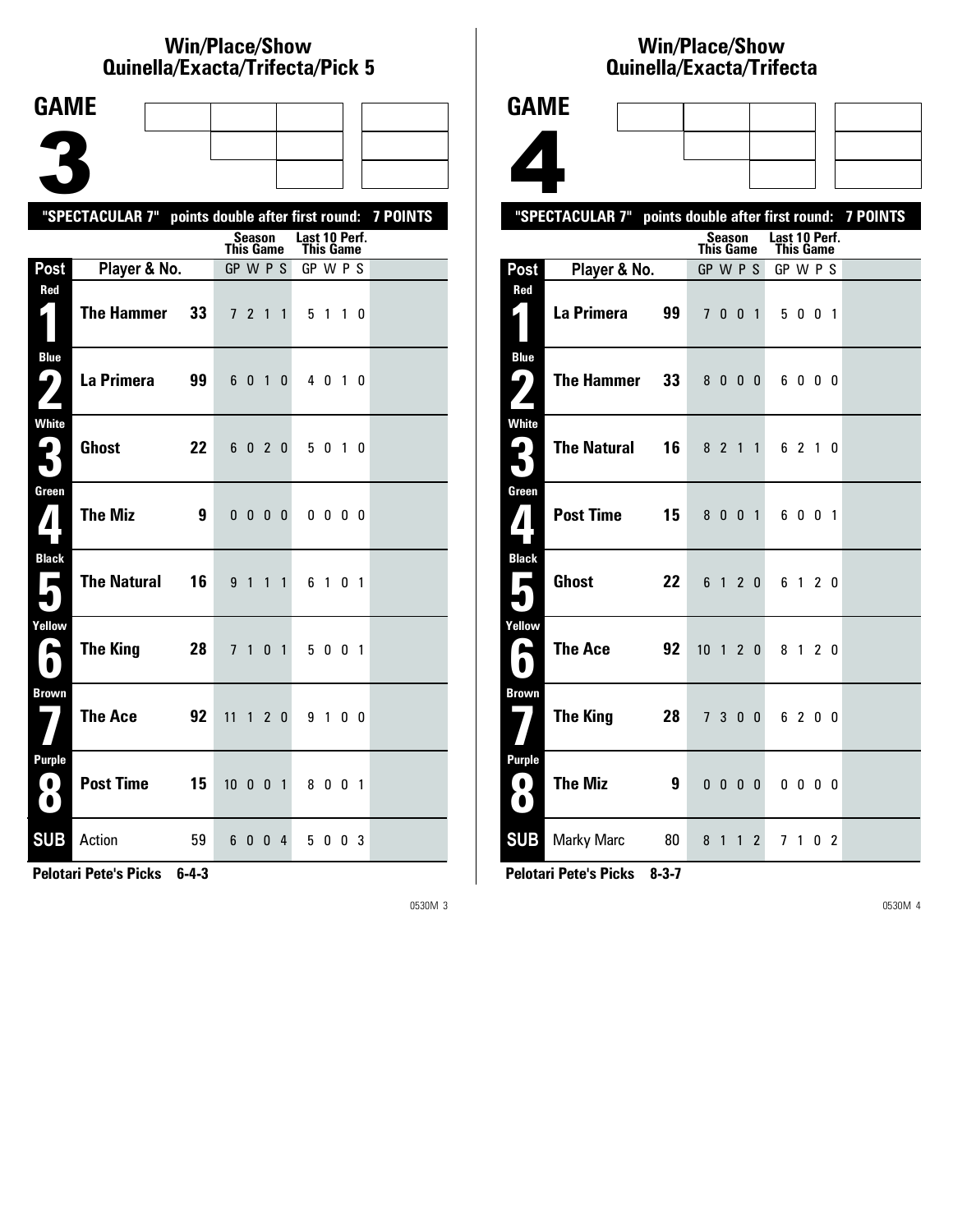## Win/Place/Show Quinella/Exacta/Trifecta/Pick 5

# GAME 3

"SPECTACULAR 7" points double after first round: 7 POINTS

| Post | Player & No. | | Season This Game GP W P S | Last 10 Perf. This Game GP W P S |
|---|---|---|---|---|
| Red 1 | The Hammer | 33 | 7 2 1 1 | 5 1 1 0 |
| Blue 2 | La Primera | 99 | 6 0 1 0 | 4 0 1 0 |
| White 3 | Ghost | 22 | 6 0 2 0 | 5 0 1 0 |
| Green 4 | The Miz | 9 | 0 0 0 0 | 0 0 0 0 |
| Black 5 | The Natural | 16 | 9 1 1 1 | 6 1 0 1 |
| Yellow 6 | The King | 28 | 7 1 0 1 | 5 0 0 1 |
| Brown 7 | The Ace | 92 | 11 1 2 0 | 9 1 0 0 |
| Purple 8 | Post Time | 15 | 10 0 0 1 | 8 0 0 1 |
| SUB | Action | 59 | 6 0 0 4 | 5 0 0 3 |

**Pelotari Pete's Picks 6-4-3**

0530M 3

## Win/Place/Show Quinella/Exacta/Trifecta

# GAME 4

"SPECTACULAR 7" points double after first round: 7 POINTS

| Post | Player & No. | | Season This Game GP W P S | Last 10 Perf. This Game GP W P S |
|---|---|---|---|---|
| Red 1 | La Primera | 99 | 7 0 0 1 | 5 0 0 1 |
| Blue 2 | The Hammer | 33 | 8 0 0 0 | 6 0 0 0 |
| White 3 | The Natural | 16 | 8 2 1 1 | 6 2 1 0 |
| Green 4 | Post Time | 15 | 8 0 0 1 | 6 0 0 1 |
| Black 5 | Ghost | 22 | 6 1 2 0 | 6 1 2 0 |
| Yellow 6 | The Ace | 92 | 10 1 2 0 | 8 1 2 0 |
| Brown 7 | The King | 28 | 7 3 0 0 | 6 2 0 0 |
| Purple 8 | The Miz | 9 | 0 0 0 0 | 0 0 0 0 |
| SUB | Marky Marc | 80 | 8 1 1 2 | 7 1 0 2 |

**Pelotari Pete's Picks 8-3-7**

0530M 4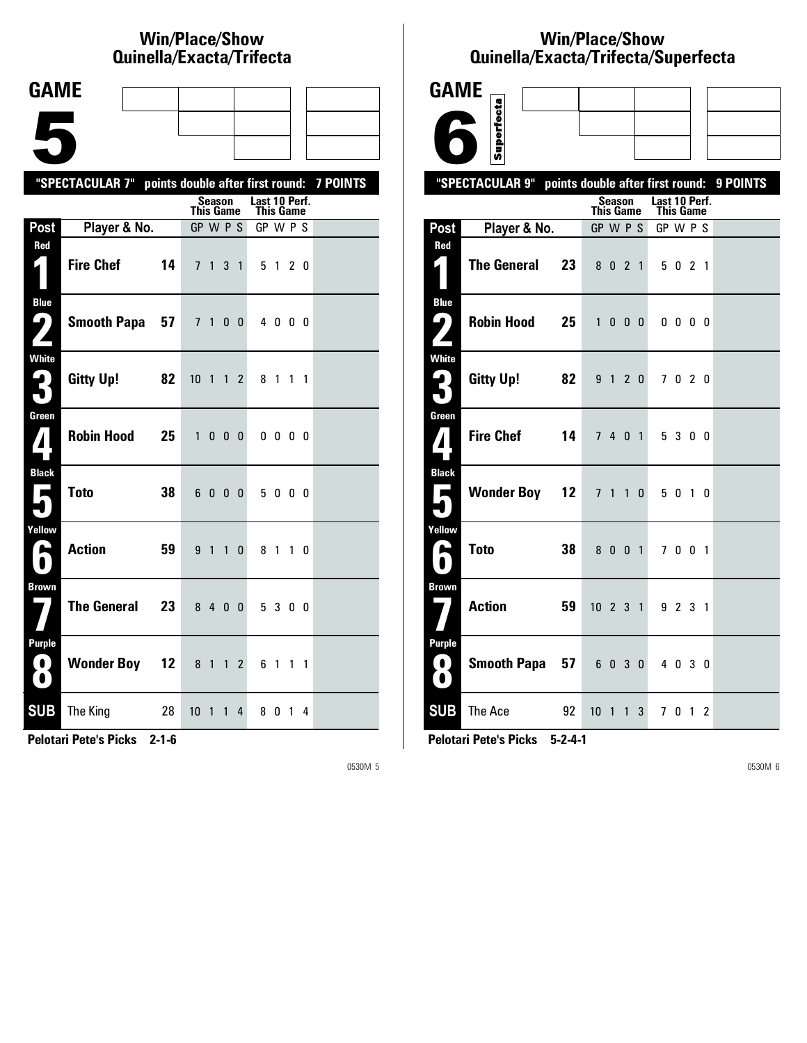## Win/Place/Show
## Quinella/Exacta/Trifecta

# GAME 5

"SPECTACULAR 7" points double after first round: 7 POINTS

| Post | Player & No. | | Season This Game GP W P S | Last 10 Perf. This Game GP W P S |
|---|---|---|---|---|
| Red 1 | Fire Chef | 14 | 7 1 3 1 | 5 1 2 0 |
| Blue 2 | Smooth Papa | 57 | 7 1 0 0 | 4 0 0 0 |
| White 3 | Gitty Up! | 82 | 10 1 1 2 | 8 1 1 1 |
| Green 4 | Robin Hood | 25 | 1 0 0 0 | 0 0 0 0 |
| Black 5 | Toto | 38 | 6 0 0 0 | 5 0 0 0 |
| Yellow 6 | Action | 59 | 9 1 1 0 | 8 1 1 0 |
| Brown 7 | The General | 23 | 8 4 0 0 | 5 3 0 0 |
| Purple 8 | Wonder Boy | 12 | 8 1 1 2 | 6 1 1 1 |
| SUB | The King | 28 | 10 1 1 4 | 8 0 1 4 |

**Pelotari Pete's Picks 2-1-6**

0530M 5

## Win/Place/Show
## Quinella/Exacta/Trifecta/Superfecta

# GAME 6

Superfecta

"SPECTACULAR 9" points double after first round: 9 POINTS

| Post | Player & No. | | Season This Game GP W P S | Last 10 Perf. This Game GP W P S |
|---|---|---|---|---|
| Red 1 | The General | 23 | 8 0 2 1 | 5 0 2 1 |
| Blue 2 | Robin Hood | 25 | 1 0 0 0 | 0 0 0 0 |
| White 3 | Gitty Up! | 82 | 9 1 2 0 | 7 0 2 0 |
| Green 4 | Fire Chef | 14 | 7 4 0 1 | 5 3 0 0 |
| Black 5 | Wonder Boy | 12 | 7 1 1 0 | 5 0 1 0 |
| Yellow 6 | Toto | 38 | 8 0 0 1 | 7 0 0 1 |
| Brown 7 | Action | 59 | 10 2 3 1 | 9 2 3 1 |
| Purple 8 | Smooth Papa | 57 | 6 0 3 0 | 4 0 3 0 |
| SUB | The Ace | 92 | 10 1 1 3 | 7 0 1 2 |

**Pelotari Pete's Picks 5-2-4-1**

0530M 6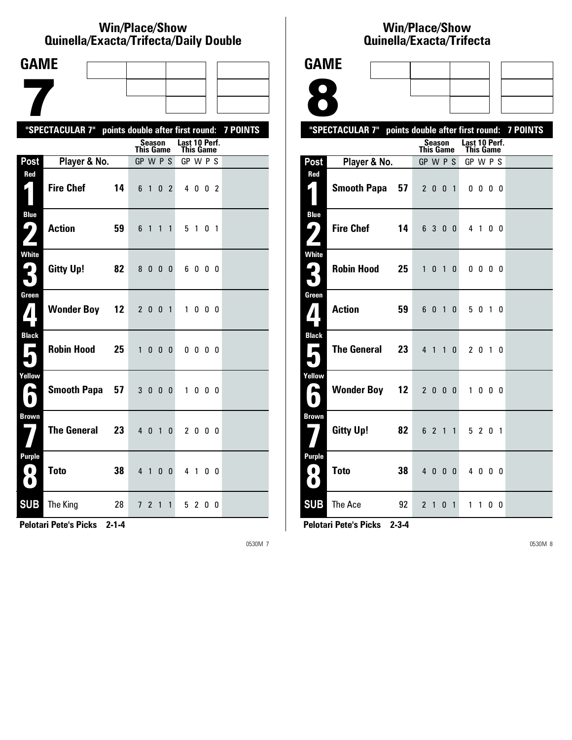# Win/Place/Show
# Quinella/Exacta/Trifecta/Daily Double

## GAME 7

"SPECTACULAR 7" points double after first round: 7 POINTS

| Post | Player & No. | | Season This Game GP W P S | Last 10 Perf. This Game GP W P S | |
|---|---|---|---|---|---|
| Red 1 | Fire Chef | 14 | 6 1 0 2 | 4 0 0 2 | |
| Blue 2 | Action | 59 | 6 1 1 1 | 5 1 0 1 | |
| White 3 | Gitty Up! | 82 | 8 0 0 0 | 6 0 0 0 | |
| Green 4 | Wonder Boy | 12 | 2 0 0 1 | 1 0 0 0 | |
| Black 5 | Robin Hood | 25 | 1 0 0 0 | 0 0 0 0 | |
| Yellow 6 | Smooth Papa | 57 | 3 0 0 0 | 1 0 0 0 | |
| Brown 7 | The General | 23 | 4 0 1 0 | 2 0 0 0 | |
| Purple 8 | Toto | 38 | 4 1 0 0 | 4 1 0 0 | |
| SUB | The King | 28 | 7 2 1 1 | 5 2 0 0 | |

**Pelotari Pete's Picks 2-1-4**

0530M 7

# Win/Place/Show
# Quinella/Exacta/Trifecta

## GAME 8

"SPECTACULAR 7" points double after first round: 7 POINTS

| Post | Player & No. | | Season This Game GP W P S | Last 10 Perf. This Game GP W P S | |
|---|---|---|---|---|---|
| Red 1 | Smooth Papa | 57 | 2 0 0 1 | 0 0 0 0 | |
| Blue 2 | Fire Chef | 14 | 6 3 0 0 | 4 1 0 0 | |
| White 3 | Robin Hood | 25 | 1 0 1 0 | 0 0 0 0 | |
| Green 4 | Action | 59 | 6 0 1 0 | 5 0 1 0 | |
| Black 5 | The General | 23 | 4 1 1 0 | 2 0 1 0 | |
| Yellow 6 | Wonder Boy | 12 | 2 0 0 0 | 1 0 0 0 | |
| Brown 7 | Gitty Up! | 82 | 6 2 1 1 | 5 2 0 1 | |
| Purple 8 | Toto | 38 | 4 0 0 0 | 4 0 0 0 | |
| SUB | The Ace | 92 | 2 1 0 1 | 1 1 0 0 | |

**Pelotari Pete's Picks 2-3-4**

0530M 8